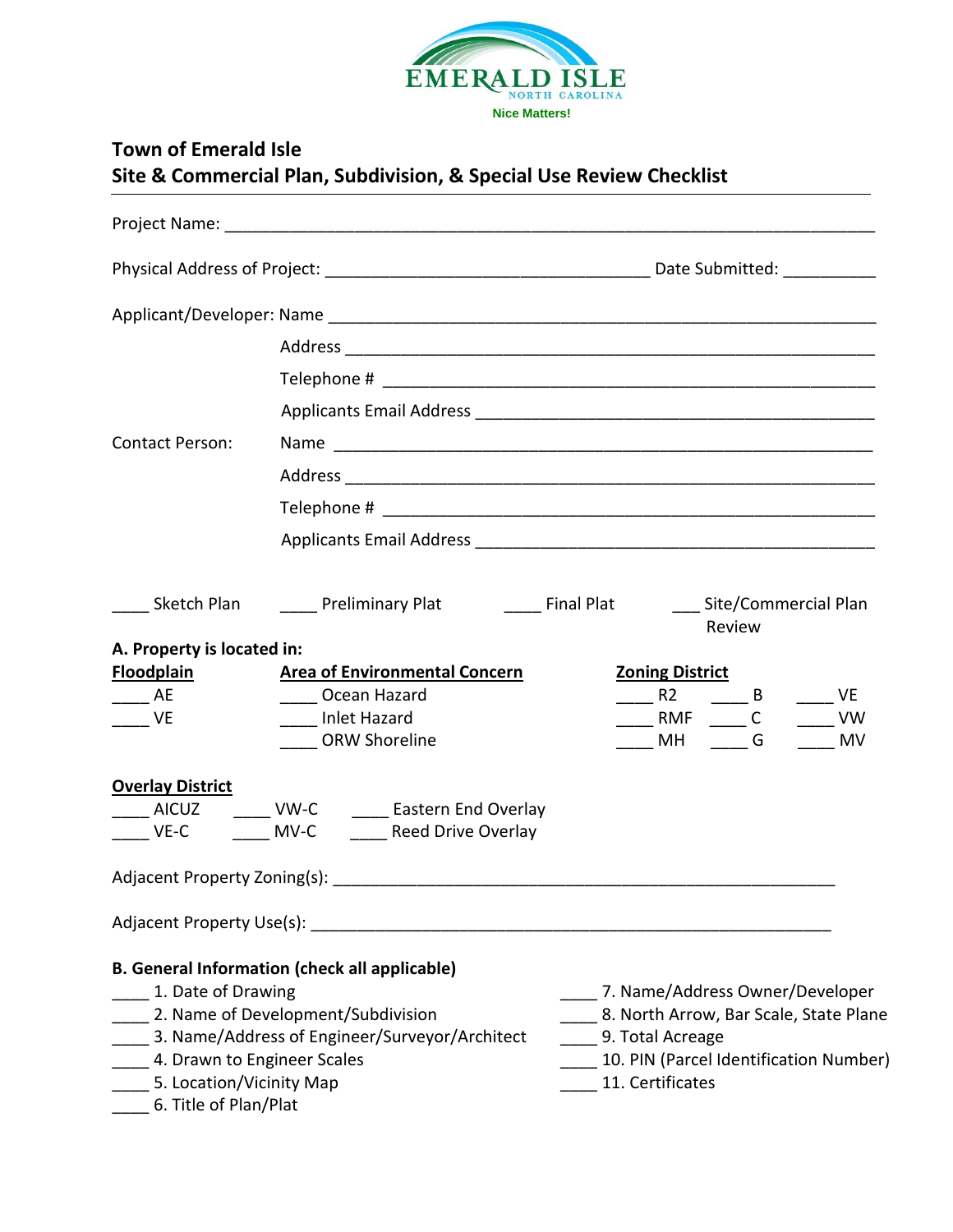EMERALD ISLE
NORTH CAROLINA
Nice Matters!

## Town of Emerald Isle
## Site & Commercial Plan, Subdivision, & Special Use Review Checklist

Project Name: ______________________________________________________________________

Physical Address of Project: ____________________________________ Date Submitted: __________

Applicant/Developer: Name ____________________________________________________________

Address ____________________________________________________________

Telephone # _________________________________________________________

Applicants Email Address _____________________________________________

Contact Person: Name ____________________________________________________________

Address ____________________________________________________________

Telephone # _________________________________________________________

Applicants Email Address _____________________________________________

____ Sketch Plan ____ Preliminary Plat ____ Final Plat ___ Site/Commercial Plan Review

**A. Property is located in:**

**Floodplain**

____ AE
____ VE

**Area of Environmental Concern**

____ Ocean Hazard
____ Inlet Hazard
____ ORW Shoreline

**Zoning District**

____ R2 ____ B ____ VE
____ RMF ____ C ____ VW
____ MH ____ G ____ MV

**Overlay District**

____ AICUZ ____ VW-C ____ Eastern End Overlay
____ VE-C ____ MV-C ____ Reed Drive Overlay

Adjacent Property Zoning(s): ______________________________________________________

Adjacent Property Use(s): ________________________________________________________

**B. General Information (check all applicable)**

____ 1. Date of Drawing
____ 2. Name of Development/Subdivision
____ 3. Name/Address of Engineer/Surveyor/Architect
____ 4. Drawn to Engineer Scales
____ 5. Location/Vicinity Map
____ 6. Title of Plan/Plat
____ 7. Name/Address Owner/Developer
____ 8. North Arrow, Bar Scale, State Plane
____ 9. Total Acreage
____ 10. PIN (Parcel Identification Number)
____ 11. Certificates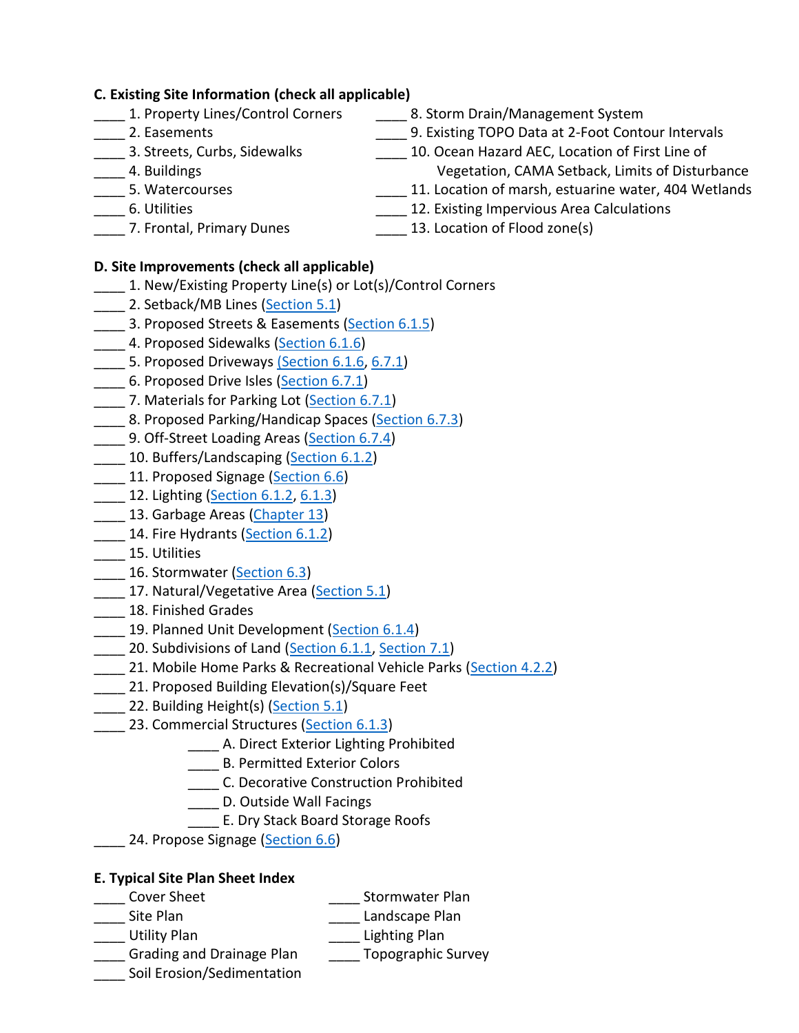**C. Existing Site Information (check all applicable)**

____ 1. Property Lines/Control Corners
____ 2. Easements
____ 3. Streets, Curbs, Sidewalks
____ 4. Buildings
____ 5. Watercourses
____ 6. Utilities
____ 7. Frontal, Primary Dunes
____ 8. Storm Drain/Management System
____ 9. Existing TOPO Data at 2-Foot Contour Intervals
____ 10. Ocean Hazard AEC, Location of First Line of Vegetation, CAMA Setback, Limits of Disturbance
____ 11. Location of marsh, estuarine water, 404 Wetlands
____ 12. Existing Impervious Area Calculations
____ 13. Location of Flood zone(s)

**D. Site Improvements (check all applicable)**

____ 1. New/Existing Property Line(s) or Lot(s)/Control Corners
____ 2. Setback/MB Lines (Section 5.1)
____ 3. Proposed Streets & Easements (Section 6.1.5)
____ 4. Proposed Sidewalks (Section 6.1.6)
____ 5. Proposed Driveways (Section 6.1.6, 6.7.1)
____ 6. Proposed Drive Isles (Section 6.7.1)
____ 7. Materials for Parking Lot (Section 6.7.1)
____ 8. Proposed Parking/Handicap Spaces (Section 6.7.3)
____ 9. Off-Street Loading Areas (Section 6.7.4)
____ 10. Buffers/Landscaping (Section 6.1.2)
____ 11. Proposed Signage (Section 6.6)
____ 12. Lighting (Section 6.1.2, 6.1.3)
____ 13. Garbage Areas (Chapter 13)
____ 14. Fire Hydrants (Section 6.1.2)
____ 15. Utilities
____ 16. Stormwater (Section 6.3)
____ 17. Natural/Vegetative Area (Section 5.1)
____ 18. Finished Grades
____ 19. Planned Unit Development (Section 6.1.4)
____ 20. Subdivisions of Land (Section 6.1.1, Section 7.1)
____ 21. Mobile Home Parks & Recreational Vehicle Parks (Section 4.2.2)
____ 21. Proposed Building Elevation(s)/Square Feet
____ 22. Building Height(s) (Section 5.1)
____ 23. Commercial Structures (Section 6.1.3)
 ____ A. Direct Exterior Lighting Prohibited
 ____ B. Permitted Exterior Colors
 ____ C. Decorative Construction Prohibited
 ____ D. Outside Wall Facings
 ____ E. Dry Stack Board Storage Roofs
____ 24. Propose Signage (Section 6.6)

**E. Typical Site Plan Sheet Index**

____ Cover Sheet
____ Site Plan
____ Utility Plan
____ Grading and Drainage Plan
____ Soil Erosion/Sedimentation
____ Stormwater Plan
____ Landscape Plan
____ Lighting Plan
____ Topographic Survey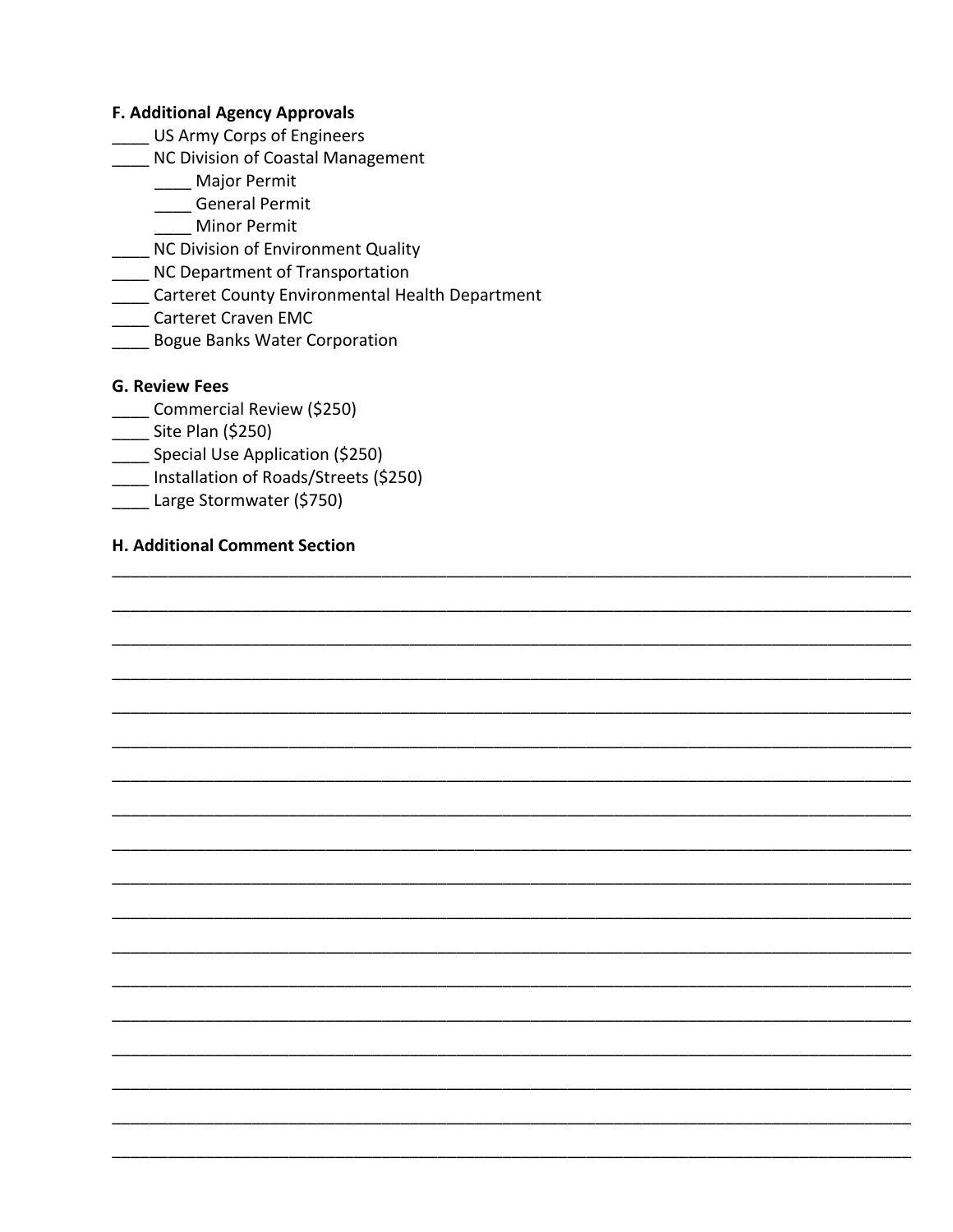### F. Additional Agency Approvals

____ US Army Corps of Engineers
____ NC Division of Coastal Management
    ____ Major Permit
    ____ General Permit
    ____ Minor Permit
____ NC Division of Environment Quality
____ NC Department of Transportation
____ Carteret County Environmental Health Department
____ Carteret Craven EMC
____ Bogue Banks Water Corporation

### G. Review Fees

____ Commercial Review ($250)
____ Site Plan ($250)
____ Special Use Application ($250)
____ Installation of Roads/Streets ($250)
____ Large Stormwater ($750)

### H. Additional Comment Section

______________________________________________________________________________
______________________________________________________________________________
______________________________________________________________________________
______________________________________________________________________________
______________________________________________________________________________
______________________________________________________________________________
______________________________________________________________________________
______________________________________________________________________________
______________________________________________________________________________
______________________________________________________________________________
______________________________________________________________________________
______________________________________________________________________________
______________________________________________________________________________
______________________________________________________________________________
______________________________________________________________________________
______________________________________________________________________________
______________________________________________________________________________
______________________________________________________________________________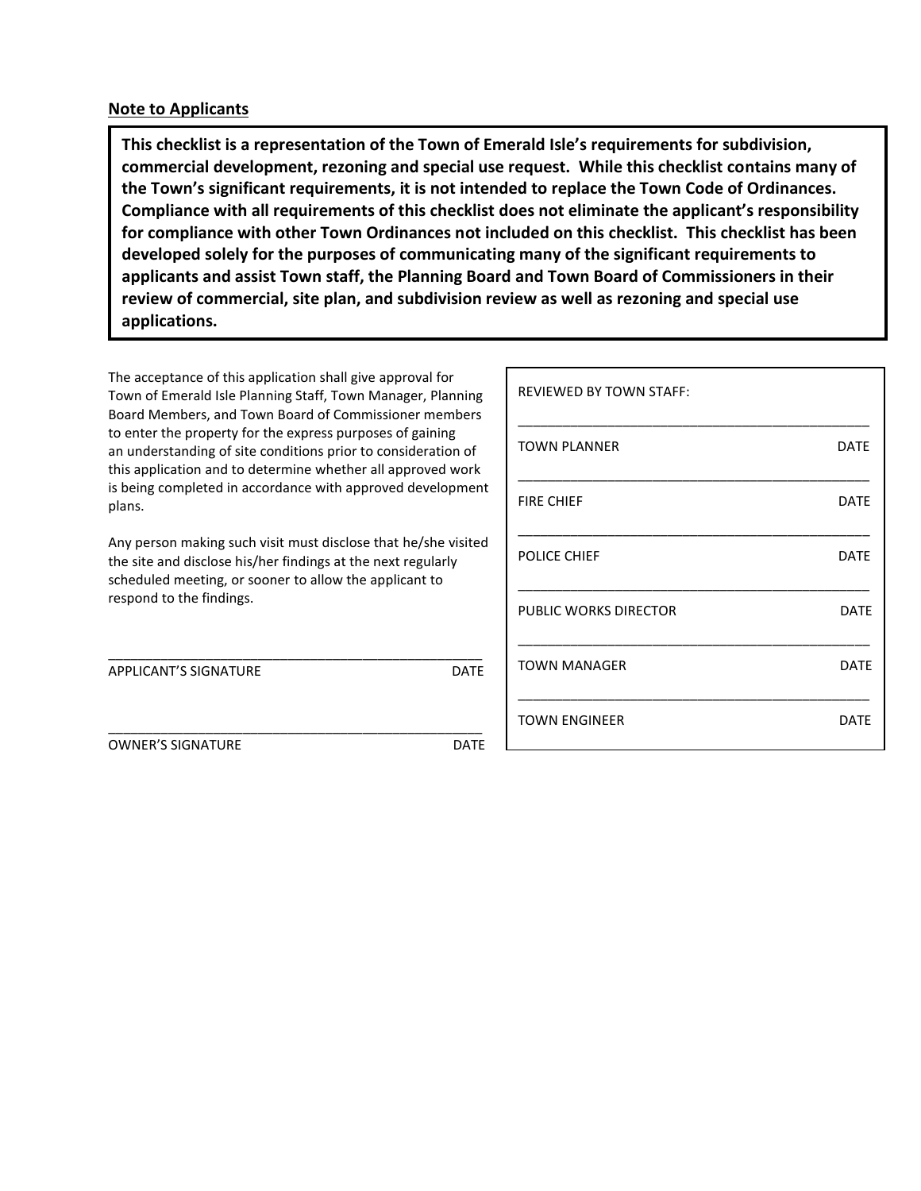## Note to Applicants

**This checklist is a representation of the Town of Emerald Isle's requirements for subdivision, commercial development, rezoning and special use request. While this checklist contains many of the Town's significant requirements, it is not intended to replace the Town Code of Ordinances. Compliance with all requirements of this checklist does not eliminate the applicant's responsibility for compliance with other Town Ordinances not included on this checklist. This checklist has been developed solely for the purposes of communicating many of the significant requirements to applicants and assist Town staff, the Planning Board and Town Board of Commissioners in their review of commercial, site plan, and subdivision review as well as rezoning and special use applications.**

The acceptance of this application shall give approval for Town of Emerald Isle Planning Staff, Town Manager, Planning Board Members, and Town Board of Commissioner members to enter the property for the express purposes of gaining an understanding of site conditions prior to consideration of this application and to determine whether all approved work is being completed in accordance with approved development plans.

Any person making such visit must disclose that he/she visited the site and disclose his/her findings at the next regularly scheduled meeting, or sooner to allow the applicant to respond to the findings.

_______________________________________________
APPLICANT'S SIGNATURE DATE

_______________________________________________
OWNER'S SIGNATURE DATE

REVIEWED BY TOWN STAFF:

_______________________________________________
TOWN PLANNER DATE

_______________________________________________
FIRE CHIEF DATE

_______________________________________________
POLICE CHIEF DATE

_______________________________________________
PUBLIC WORKS DIRECTOR DATE

_______________________________________________
TOWN MANAGER DATE

_______________________________________________
TOWN ENGINEER DATE